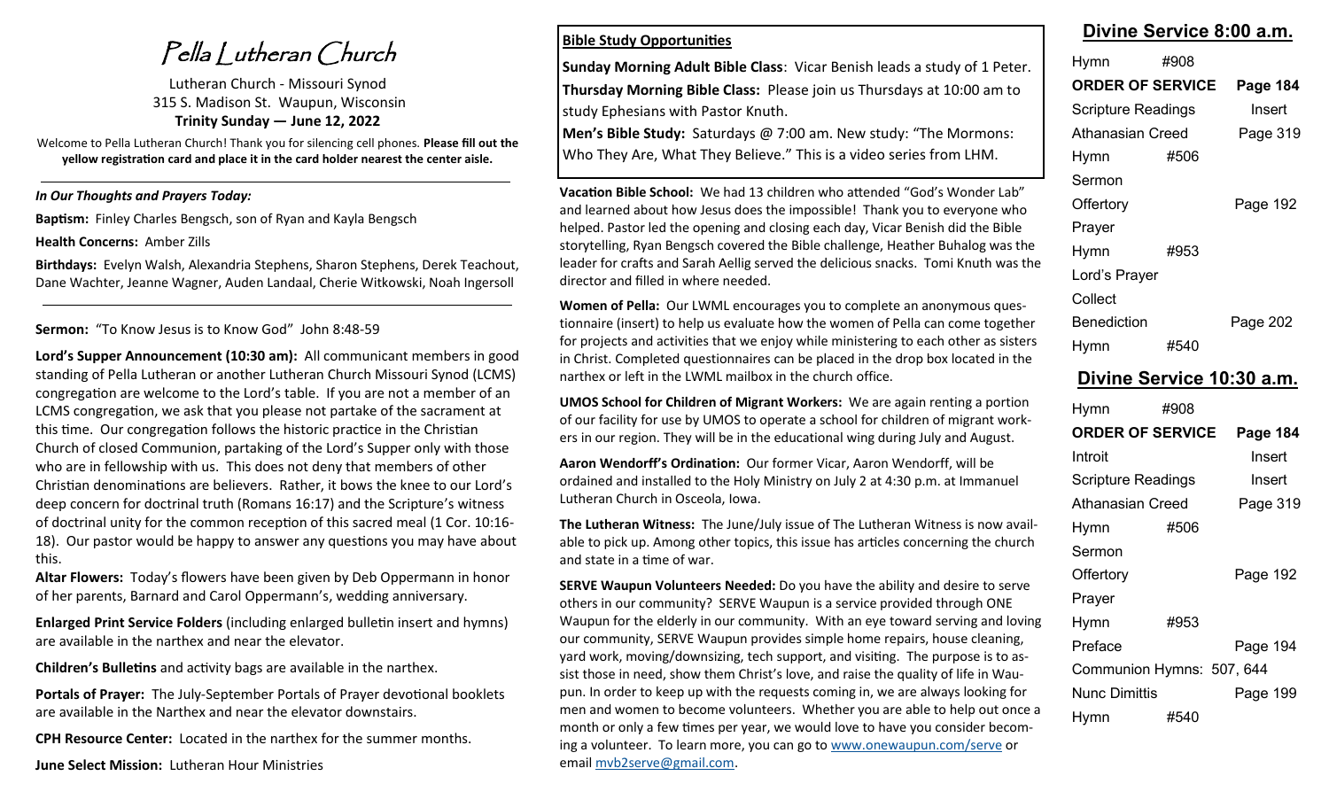# Pella Lutheran Church

Lutheran Church - Missouri Synod
315 S. Madison St. Waupun, Wisconsin
**Trinity Sunday — June 12, 2022**

Welcome to Pella Lutheran Church! Thank you for silencing cell phones. **Please fill out the yellow registration card and place it in the card holder nearest the center aisle.**

***In Our Thoughts and Prayers Today:***

**Baptism:** Finley Charles Bengsch, son of Ryan and Kayla Bengsch

**Health Concerns:** Amber Zills

**Birthdays:** Evelyn Walsh, Alexandria Stephens, Sharon Stephens, Derek Teachout, Dane Wachter, Jeanne Wagner, Auden Landaal, Cherie Witkowski, Noah Ingersoll

**Sermon:** "To Know Jesus is to Know God" John 8:48-59

**Lord's Supper Announcement (10:30 am):** All communicant members in good standing of Pella Lutheran or another Lutheran Church Missouri Synod (LCMS) congregation are welcome to the Lord's table. If you are not a member of an LCMS congregation, we ask that you please not partake of the sacrament at this time. Our congregation follows the historic practice in the Christian Church of closed Communion, partaking of the Lord's Supper only with those who are in fellowship with us. This does not deny that members of other Christian denominations are believers. Rather, it bows the knee to our Lord's deep concern for doctrinal truth (Romans 16:17) and the Scripture's witness of doctrinal unity for the common reception of this sacred meal (1 Cor. 10:16-18). Our pastor would be happy to answer any questions you may have about this.

**Altar Flowers:** Today's flowers have been given by Deb Oppermann in honor of her parents, Barnard and Carol Oppermann's, wedding anniversary.

**Enlarged Print Service Folders** (including enlarged bulletin insert and hymns) are available in the narthex and near the elevator.

**Children's Bulletins** and activity bags are available in the narthex.

**Portals of Prayer:** The July-September Portals of Prayer devotional booklets are available in the Narthex and near the elevator downstairs.

**CPH Resource Center:** Located in the narthex for the summer months.

**June Select Mission:** Lutheran Hour Ministries

**Bible Study Opportunities**

**Sunday Morning Adult Bible Class**: Vicar Benish leads a study of 1 Peter.

**Thursday Morning Bible Class:** Please join us Thursdays at 10:00 am to study Ephesians with Pastor Knuth.

**Men's Bible Study:** Saturdays @ 7:00 am. New study: "The Mormons: Who They Are, What They Believe." This is a video series from LHM.

**Vacation Bible School:** We had 13 children who attended "God's Wonder Lab" and learned about how Jesus does the impossible! Thank you to everyone who helped. Pastor led the opening and closing each day, Vicar Benish did the Bible storytelling, Ryan Bengsch covered the Bible challenge, Heather Buhalog was the leader for crafts and Sarah Aellig served the delicious snacks. Tomi Knuth was the director and filled in where needed.

**Women of Pella:** Our LWML encourages you to complete an anonymous questionnaire (insert) to help us evaluate how the women of Pella can come together for projects and activities that we enjoy while ministering to each other as sisters in Christ. Completed questionnaires can be placed in the drop box located in the narthex or left in the LWML mailbox in the church office.

**UMOS School for Children of Migrant Workers:** We are again renting a portion of our facility for use by UMOS to operate a school for children of migrant workers in our region. They will be in the educational wing during July and August.

**Aaron Wendorff's Ordination:** Our former Vicar, Aaron Wendorff, will be ordained and installed to the Holy Ministry on July 2 at 4:30 p.m. at Immanuel Lutheran Church in Osceola, Iowa.

**The Lutheran Witness:** The June/July issue of The Lutheran Witness is now available to pick up. Among other topics, this issue has articles concerning the church and state in a time of war.

**SERVE Waupun Volunteers Needed:** Do you have the ability and desire to serve others in our community? SERVE Waupun is a service provided through ONE Waupun for the elderly in our community. With an eye toward serving and loving our community, SERVE Waupun provides simple home repairs, house cleaning, yard work, moving/downsizing, tech support, and visiting. The purpose is to assist those in need, show them Christ's love, and raise the quality of life in Waupun. In order to keep up with the requests coming in, we are always looking for men and women to become volunteers. Whether you are able to help out once a month or only a few times per year, we would love to have you consider becoming a volunteer. To learn more, you can go to www.onewaupun.com/serve or email mvb2serve@gmail.com.

## Divine Service 8:00 a.m.

| | | |
|---|---|---|
| Hymn | #908 | |
| **ORDER OF SERVICE** | | **Page 184** |
| Scripture Readings | | Insert |
| Athanasian Creed | | Page 319 |
| Hymn | #506 | |
| Sermon | | |
| Offertory | | Page 192 |
| Prayer | | |
| Hymn | #953 | |
| Lord's Prayer | | |
| Collect | | |
| Benediction | | Page 202 |
| Hymn | #540 | |

## Divine Service 10:30 a.m.

| | | |
|---|---|---|
| Hymn | #908 | |
| **ORDER OF SERVICE** | | **Page 184** |
| Introit | | Insert |
| Scripture Readings | | Insert |
| Athanasian Creed | | Page 319 |
| Hymn | #506 | |
| Sermon | | |
| Offertory | | Page 192 |
| Prayer | | |
| Hymn | #953 | |
| Preface | | Page 194 |
| Communion Hymns: 507, 644 | | |
| Nunc Dimittis | | Page 199 |
| Hymn | #540 | |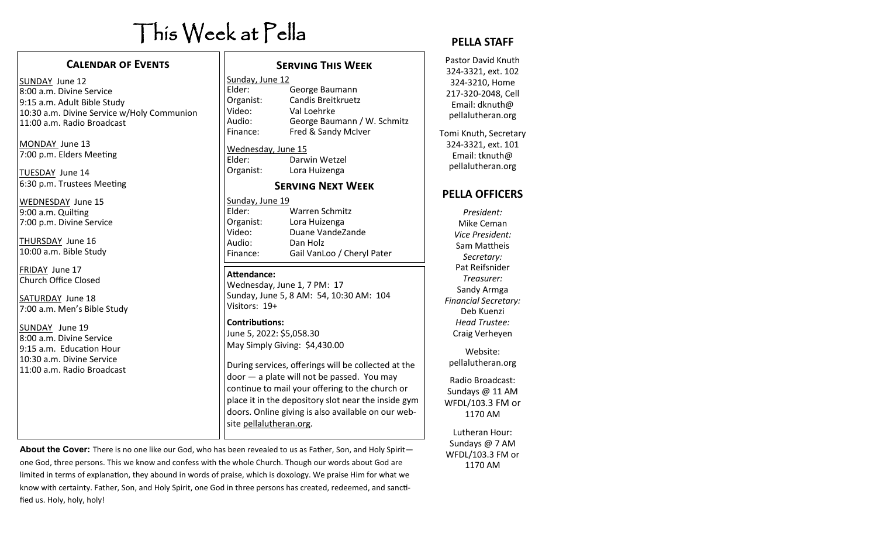# This Week at Pella

## Calendar of Events

SUNDAY June 12
8:00 a.m. Divine Service
9:15 a.m. Adult Bible Study
10:30 a.m. Divine Service w/Holy Communion
11:00 a.m. Radio Broadcast

MONDAY June 13
7:00 p.m. Elders Meeting

TUESDAY June 14
6:30 p.m. Trustees Meeting

WEDNESDAY June 15
9:00 a.m. Quilting
7:00 p.m. Divine Service

THURSDAY June 16
10:00 a.m. Bible Study

FRIDAY June 17
Church Office Closed

SATURDAY June 18
7:00 a.m. Men's Bible Study

SUNDAY June 19
8:00 a.m. Divine Service
9:15 a.m. Education Hour
10:30 a.m. Divine Service
11:00 a.m. Radio Broadcast

## Serving This Week

Sunday, June 12

| | |
|---|---|
| Elder: | George Baumann |
| Organist: | Candis Breitkruetz |
| Video: | Val Loehrke |
| Audio: | George Baumann / W. Schmitz |
| Finance: | Fred & Sandy McIver |

Wednesday, June 15

| | |
|---|---|
| Elder: | Darwin Wetzel |
| Organist: | Lora Huizenga |

## Serving Next Week

Sunday, June 19

| | |
|---|---|
| Elder: | Warren Schmitz |
| Organist: | Lora Huizenga |
| Video: | Duane VandeZande |
| Audio: | Dan Holz |
| Finance: | Gail VanLoo / Cheryl Pater |

**Attendance:**
Wednesday, June 1, 7 PM: 17
Sunday, June 5, 8 AM: 54, 10:30 AM: 104
Visitors: 19+

**Contributions:**
June 5, 2022: $5,058.30
May Simply Giving: $4,430.00

During services, offerings will be collected at the door — a plate will not be passed. You may continue to mail your offering to the church or place it in the depository slot near the inside gym doors. Online giving is also available on our website pellalutheran.org.

**About the Cover:** There is no one like our God, who has been revealed to us as Father, Son, and Holy Spirit—one God, three persons. This we know and confess with the whole Church. Though our words about God are limited in terms of explanation, they abound in words of praise, which is doxology. We praise Him for what we know with certainty. Father, Son, and Holy Spirit, one God in three persons has created, redeemed, and sanctified us. Holy, holy, holy!

## PELLA STAFF

Pastor David Knuth
324-3321, ext. 102
324-3210, Home
217-320-2048, Cell
Email: dknuth@pellalutheran.org

Tomi Knuth, Secretary
324-3321, ext. 101
Email: tknuth@pellalutheran.org

## PELLA OFFICERS

*President:*
Mike Ceman
*Vice President:*
Sam Mattheis
*Secretary:*
Pat Reifsnider
*Treasurer:*
Sandy Armga
*Financial Secretary:*
Deb Kuenzi
*Head Trustee:*
Craig Verheyen

Website:
pellalutheran.org

Radio Broadcast:
Sundays @ 11 AM
WFDL/103.3 FM or 1170 AM

Lutheran Hour:
Sundays @ 7 AM
WFDL/103.3 FM or 1170 AM